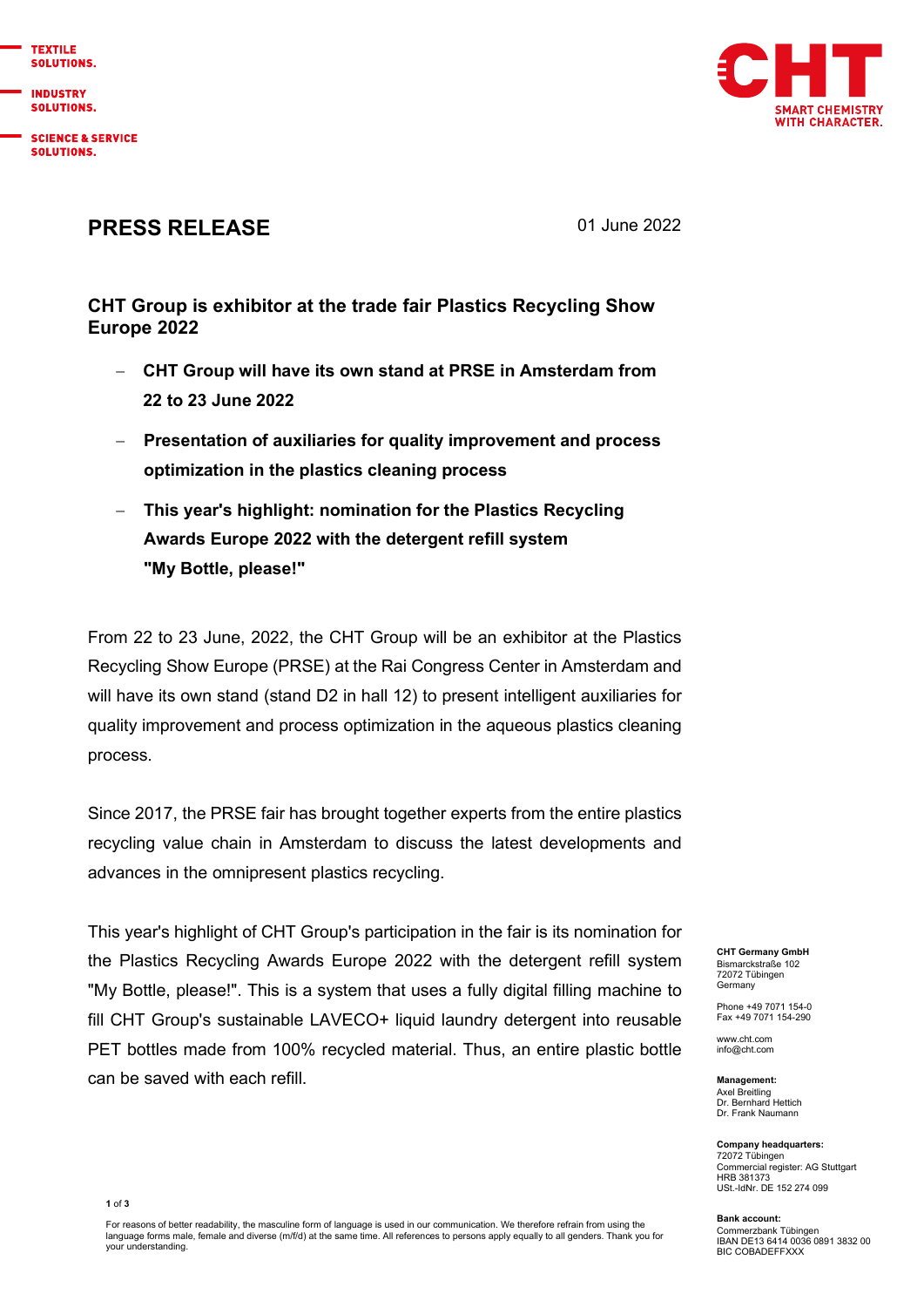TEXTILE SOLUTIONS.

INDUSTRY SOLUTIONS.

SCIENCE & SERVICE SOLUTIONS.

CHT SMART CHEMISTRY WITH CHARACTER.

# PRESS RELEASE

01 June 2022

## CHT Group is exhibitor at the trade fair Plastics Recycling Show Europe 2022

- **CHT Group will have its own stand at PRSE in Amsterdam from 22 to 23 June 2022**
- **Presentation of auxiliaries for quality improvement and process optimization in the plastics cleaning process**
- **This year's highlight: nomination for the Plastics Recycling Awards Europe 2022 with the detergent refill system "My Bottle, please!"**

From 22 to 23 June, 2022, the CHT Group will be an exhibitor at the Plastics Recycling Show Europe (PRSE) at the Rai Congress Center in Amsterdam and will have its own stand (stand D2 in hall 12) to present intelligent auxiliaries for quality improvement and process optimization in the aqueous plastics cleaning process.

Since 2017, the PRSE fair has brought together experts from the entire plastics recycling value chain in Amsterdam to discuss the latest developments and advances in the omnipresent plastics recycling.

This year's highlight of CHT Group's participation in the fair is its nomination for the Plastics Recycling Awards Europe 2022 with the detergent refill system "My Bottle, please!". This is a system that uses a fully digital filling machine to fill CHT Group's sustainable LAVECO+ liquid laundry detergent into reusable PET bottles made from 100% recycled material. Thus, an entire plastic bottle can be saved with each refill.

**CHT Germany GmbH**
Bismarckstraße 102
72072 Tübingen
Germany

Phone +49 7071 154-0
Fax +49 7071 154-290

www.cht.com
info@cht.com

**Management:**
Axel Breitling
Dr. Bernhard Hettich
Dr. Frank Naumann

**Company headquarters:**
72072 Tübingen
Commercial register: AG Stuttgart
HRB 381373
USt.-IdNr. DE 152 274 099

**Bank account:**
Commerzbank Tübingen
IBAN DE13 6414 0036 0891 3832 00
BIC COBADEFFXXX

For reasons of better readability, the masculine form of language is used in our communication. We therefore refrain from using the language forms male, female and diverse (m/f/d) at the same time. All references to persons apply equally to all genders. Thank you for your understanding.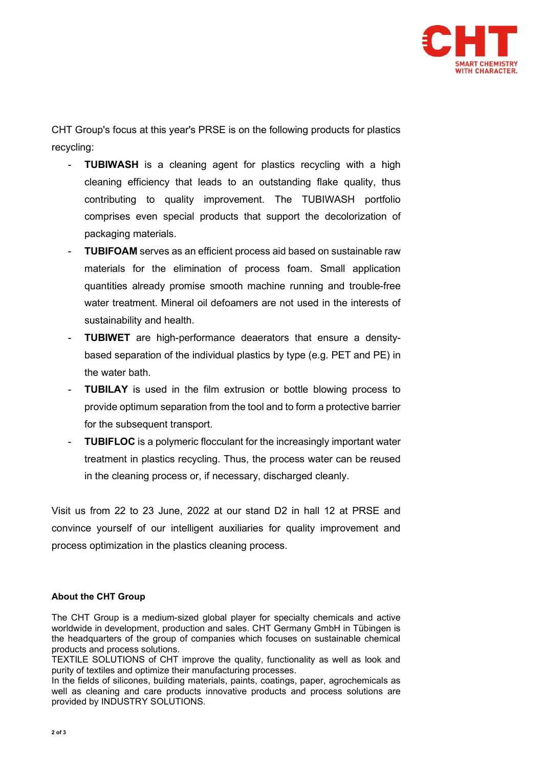CHT Group's focus at this year's PRSE is on the following products for plastics recycling:

- **TUBIWASH** is a cleaning agent for plastics recycling with a high cleaning efficiency that leads to an outstanding flake quality, thus contributing to quality improvement. The TUBIWASH portfolio comprises even special products that support the decolorization of packaging materials.
- **TUBIFOAM** serves as an efficient process aid based on sustainable raw materials for the elimination of process foam. Small application quantities already promise smooth machine running and trouble-free water treatment. Mineral oil defoamers are not used in the interests of sustainability and health.
- **TUBIWET** are high-performance deaerators that ensure a density-based separation of the individual plastics by type (e.g. PET and PE) in the water bath.
- **TUBILAY** is used in the film extrusion or bottle blowing process to provide optimum separation from the tool and to form a protective barrier for the subsequent transport.
- **TUBIFLOC** is a polymeric flocculant for the increasingly important water treatment in plastics recycling. Thus, the process water can be reused in the cleaning process or, if necessary, discharged cleanly.

Visit us from 22 to 23 June, 2022 at our stand D2 in hall 12 at PRSE and convince yourself of our intelligent auxiliaries for quality improvement and process optimization in the plastics cleaning process.

**About the CHT Group**

The CHT Group is a medium-sized global player for specialty chemicals and active worldwide in development, production and sales. CHT Germany GmbH in Tübingen is the headquarters of the group of companies which focuses on sustainable chemical products and process solutions.
TEXTILE SOLUTIONS of CHT improve the quality, functionality as well as look and purity of textiles and optimize their manufacturing processes.
In the fields of silicones, building materials, paints, coatings, paper, agrochemicals as well as cleaning and care products innovative products and process solutions are provided by INDUSTRY SOLUTIONS.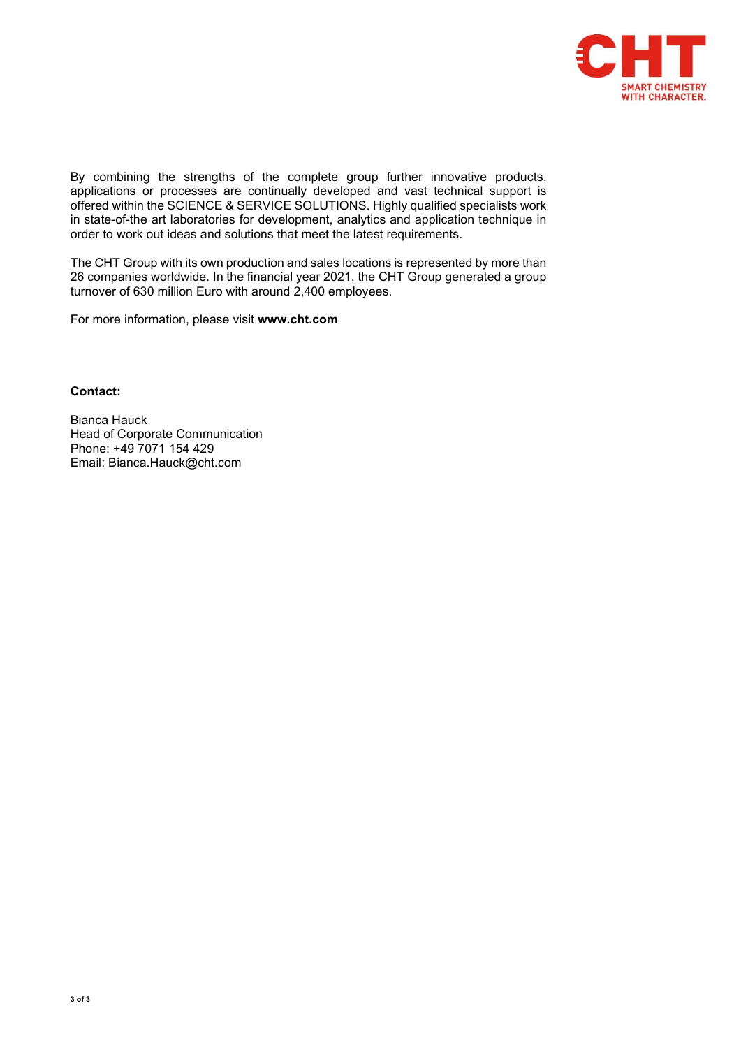By combining the strengths of the complete group further innovative products, applications or processes are continually developed and vast technical support is offered within the SCIENCE & SERVICE SOLUTIONS. Highly qualified specialists work in state-of-the art laboratories for development, analytics and application technique in order to work out ideas and solutions that meet the latest requirements.

The CHT Group with its own production and sales locations is represented by more than 26 companies worldwide. In the financial year 2021, the CHT Group generated a group turnover of 630 million Euro with around 2,400 employees.

For more information, please visit **www.cht.com**

**Contact:**

Bianca Hauck
Head of Corporate Communication
Phone: +49 7071 154 429
Email: Bianca.Hauck@cht.com